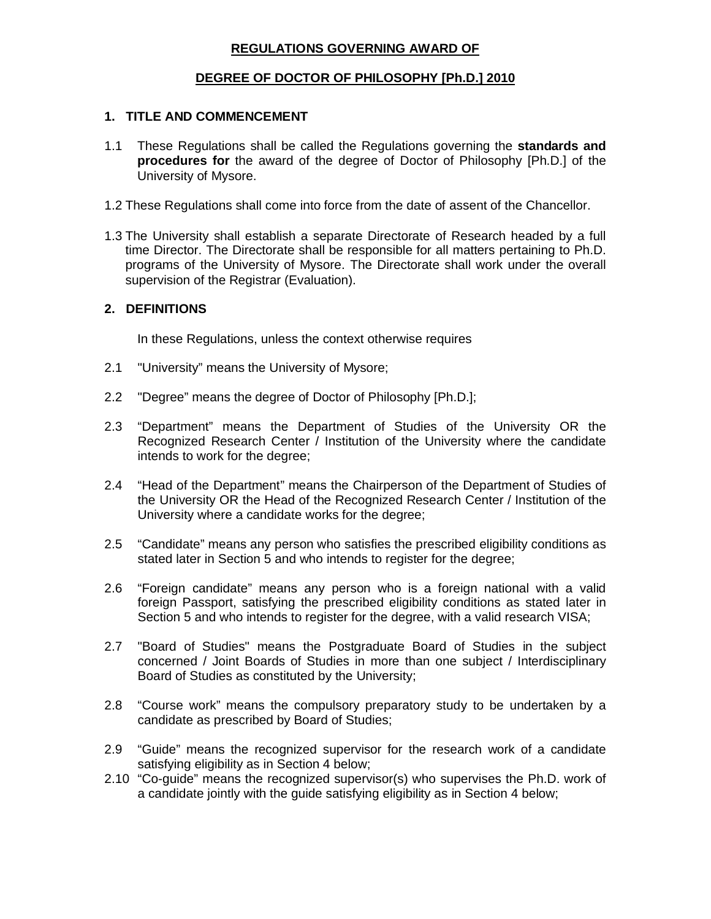# REGULATIONS GOVERNING AWARD OF

# DEGREE OF DOCTOR OF PHILOSOPHY [Ph.D.] 2010

## 1. TITLE AND COMMENCEMENT

1.1 These Regulations shall be called the Regulations governing the **standards and procedures for** the award of the degree of Doctor of Philosophy [Ph.D.] of the University of Mysore.

1.2 These Regulations shall come into force from the date of assent of the Chancellor.

1.3 The University shall establish a separate Directorate of Research headed by a full time Director. The Directorate shall be responsible for all matters pertaining to Ph.D. programs of the University of Mysore. The Directorate shall work under the overall supervision of the Registrar (Evaluation).

## 2. DEFINITIONS

In these Regulations, unless the context otherwise requires

2.1 "University" means the University of Mysore;

2.2 "Degree" means the degree of Doctor of Philosophy [Ph.D.];

2.3 "Department" means the Department of Studies of the University OR the Recognized Research Center / Institution of the University where the candidate intends to work for the degree;

2.4 "Head of the Department" means the Chairperson of the Department of Studies of the University OR the Head of the Recognized Research Center / Institution of the University where a candidate works for the degree;

2.5 "Candidate" means any person who satisfies the prescribed eligibility conditions as stated later in Section 5 and who intends to register for the degree;

2.6 "Foreign candidate" means any person who is a foreign national with a valid foreign Passport, satisfying the prescribed eligibility conditions as stated later in Section 5 and who intends to register for the degree, with a valid research VISA;

2.7 "Board of Studies" means the Postgraduate Board of Studies in the subject concerned / Joint Boards of Studies in more than one subject / Interdisciplinary Board of Studies as constituted by the University;

2.8 "Course work" means the compulsory preparatory study to be undertaken by a candidate as prescribed by Board of Studies;

2.9 "Guide" means the recognized supervisor for the research work of a candidate satisfying eligibility as in Section 4 below;

2.10 "Co-guide" means the recognized supervisor(s) who supervises the Ph.D. work of a candidate jointly with the guide satisfying eligibility as in Section 4 below;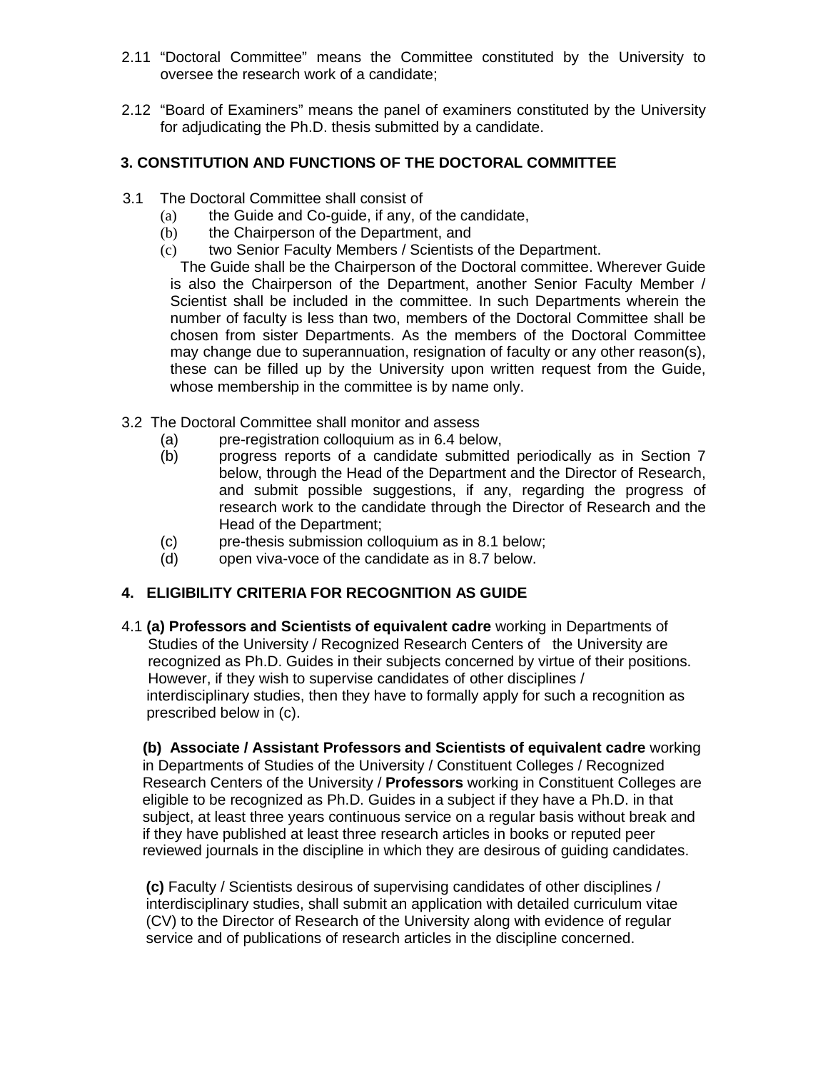2.11 "Doctoral Committee" means the Committee constituted by the University to oversee the research work of a candidate;

2.12 "Board of Examiners" means the panel of examiners constituted by the University for adjudicating the Ph.D. thesis submitted by a candidate.

## 3. CONSTITUTION AND FUNCTIONS OF THE DOCTORAL COMMITTEE

3.1 The Doctoral Committee shall consist of

- (a) the Guide and Co-guide, if any, of the candidate,
- (b) the Chairperson of the Department, and
- (c) two Senior Faculty Members / Scientists of the Department.

The Guide shall be the Chairperson of the Doctoral committee. Wherever Guide is also the Chairperson of the Department, another Senior Faculty Member / Scientist shall be included in the committee. In such Departments wherein the number of faculty is less than two, members of the Doctoral Committee shall be chosen from sister Departments. As the members of the Doctoral Committee may change due to superannuation, resignation of faculty or any other reason(s), these can be filled up by the University upon written request from the Guide, whose membership in the committee is by name only.

3.2 The Doctoral Committee shall monitor and assess

- (a) pre-registration colloquium as in 6.4 below,
- (b) progress reports of a candidate submitted periodically as in Section 7 below, through the Head of the Department and the Director of Research, and submit possible suggestions, if any, regarding the progress of research work to the candidate through the Director of Research and the Head of the Department;
- (c) pre-thesis submission colloquium as in 8.1 below;
- (d) open viva-voce of the candidate as in 8.7 below.

## 4. ELIGIBILITY CRITERIA FOR RECOGNITION AS GUIDE

4.1 **(a) Professors and Scientists of equivalent cadre** working in Departments of Studies of the University / Recognized Research Centers of the University are recognized as Ph.D. Guides in their subjects concerned by virtue of their positions. However, if they wish to supervise candidates of other disciplines / interdisciplinary studies, then they have to formally apply for such a recognition as prescribed below in (c).

**(b) Associate / Assistant Professors and Scientists of equivalent cadre** working in Departments of Studies of the University / Constituent Colleges / Recognized Research Centers of the University / **Professors** working in Constituent Colleges are eligible to be recognized as Ph.D. Guides in a subject if they have a Ph.D. in that subject, at least three years continuous service on a regular basis without break and if they have published at least three research articles in books or reputed peer reviewed journals in the discipline in which they are desirous of guiding candidates.

**(c)** Faculty / Scientists desirous of supervising candidates of other disciplines / interdisciplinary studies, shall submit an application with detailed curriculum vitae (CV) to the Director of Research of the University along with evidence of regular service and of publications of research articles in the discipline concerned.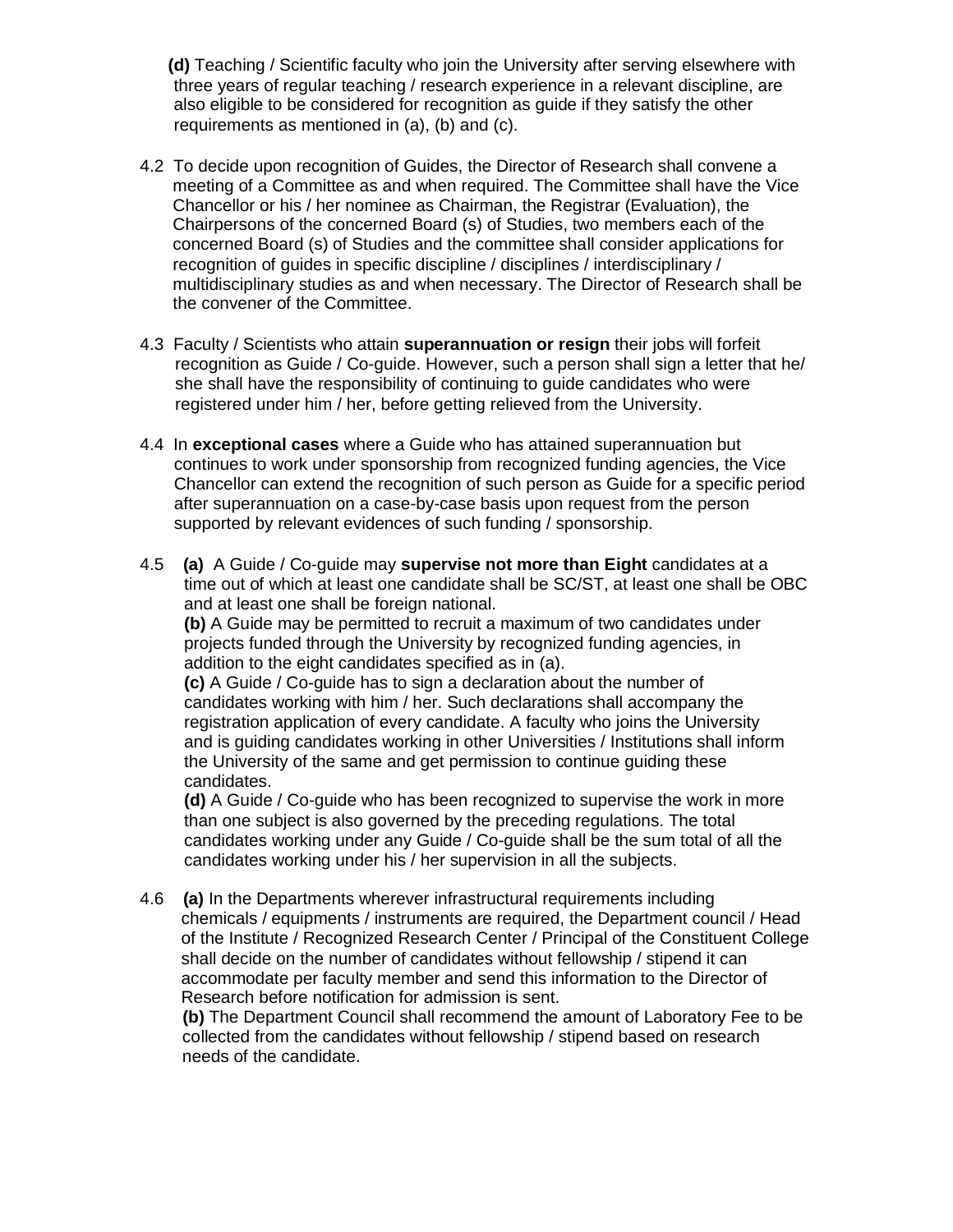**(d)** Teaching / Scientific faculty who join the University after serving elsewhere with three years of regular teaching / research experience in a relevant discipline, are also eligible to be considered for recognition as guide if they satisfy the other requirements as mentioned in (a), (b) and (c).

4.2 To decide upon recognition of Guides, the Director of Research shall convene a meeting of a Committee as and when required. The Committee shall have the Vice Chancellor or his / her nominee as Chairman, the Registrar (Evaluation), the Chairpersons of the concerned Board (s) of Studies, two members each of the concerned Board (s) of Studies and the committee shall consider applications for recognition of guides in specific discipline / disciplines / interdisciplinary / multidisciplinary studies as and when necessary. The Director of Research shall be the convener of the Committee.

4.3 Faculty / Scientists who attain **superannuation or resign** their jobs will forfeit recognition as Guide / Co-guide. However, such a person shall sign a letter that he/ she shall have the responsibility of continuing to guide candidates who were registered under him / her, before getting relieved from the University.

4.4 In **exceptional cases** where a Guide who has attained superannuation but continues to work under sponsorship from recognized funding agencies, the Vice Chancellor can extend the recognition of such person as Guide for a specific period after superannuation on a case-by-case basis upon request from the person supported by relevant evidences of such funding / sponsorship.

4.5 **(a)** A Guide / Co-guide may **supervise not more than Eight** candidates at a time out of which at least one candidate shall be SC/ST, at least one shall be OBC and at least one shall be foreign national.

**(b)** A Guide may be permitted to recruit a maximum of two candidates under projects funded through the University by recognized funding agencies, in addition to the eight candidates specified as in (a).

**(c)** A Guide / Co-guide has to sign a declaration about the number of candidates working with him / her. Such declarations shall accompany the registration application of every candidate. A faculty who joins the University and is guiding candidates working in other Universities / Institutions shall inform the University of the same and get permission to continue guiding these candidates.

**(d)** A Guide / Co-guide who has been recognized to supervise the work in more than one subject is also governed by the preceding regulations. The total candidates working under any Guide / Co-guide shall be the sum total of all the candidates working under his / her supervision in all the subjects.

4.6 **(a)** In the Departments wherever infrastructural requirements including chemicals / equipments / instruments are required, the Department council / Head of the Institute / Recognized Research Center / Principal of the Constituent College shall decide on the number of candidates without fellowship / stipend it can accommodate per faculty member and send this information to the Director of Research before notification for admission is sent.

**(b)** The Department Council shall recommend the amount of Laboratory Fee to be collected from the candidates without fellowship / stipend based on research needs of the candidate.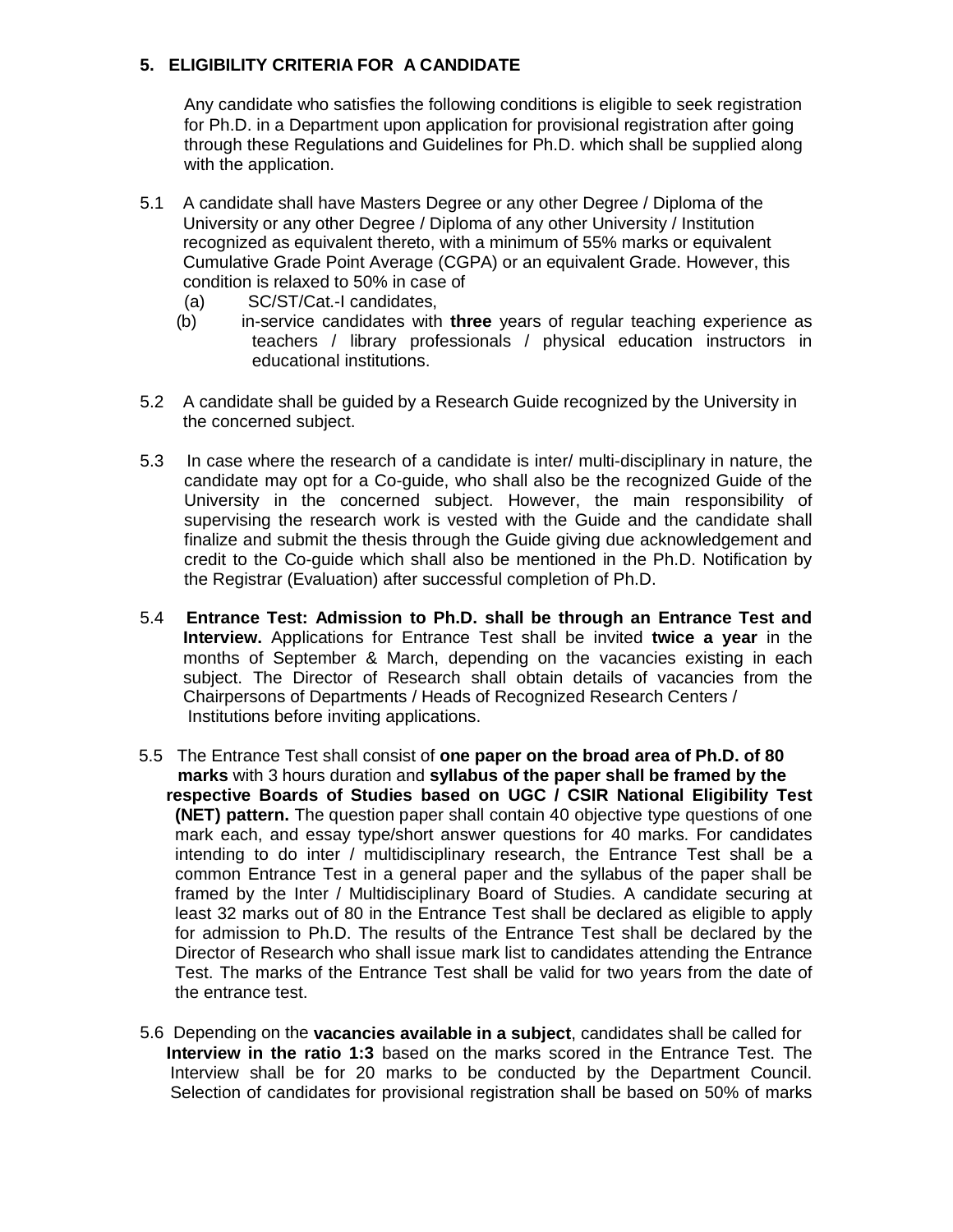## 5. ELIGIBILITY CRITERIA FOR A CANDIDATE

Any candidate who satisfies the following conditions is eligible to seek registration for Ph.D. in a Department upon application for provisional registration after going through these Regulations and Guidelines for Ph.D. which shall be supplied along with the application.

5.1 A candidate shall have Masters Degree or any other Degree / Diploma of the University or any other Degree / Diploma of any other University / Institution recognized as equivalent thereto, with a minimum of 55% marks or equivalent Cumulative Grade Point Average (CGPA) or an equivalent Grade. However, this condition is relaxed to 50% in case of

- (a) SC/ST/Cat.-I candidates,
- (b) in-service candidates with **three** years of regular teaching experience as teachers / library professionals / physical education instructors in educational institutions.

5.2 A candidate shall be guided by a Research Guide recognized by the University in the concerned subject.

5.3 In case where the research of a candidate is inter/ multi-disciplinary in nature, the candidate may opt for a Co-guide, who shall also be the recognized Guide of the University in the concerned subject. However, the main responsibility of supervising the research work is vested with the Guide and the candidate shall finalize and submit the thesis through the Guide giving due acknowledgement and credit to the Co-guide which shall also be mentioned in the Ph.D. Notification by the Registrar (Evaluation) after successful completion of Ph.D.

5.4 **Entrance Test: Admission to Ph.D. shall be through an Entrance Test and Interview.** Applications for Entrance Test shall be invited **twice a year** in the months of September & March, depending on the vacancies existing in each subject. The Director of Research shall obtain details of vacancies from the Chairpersons of Departments / Heads of Recognized Research Centers / Institutions before inviting applications.

5.5 The Entrance Test shall consist of **one paper on the broad area of Ph.D. of 80 marks** with 3 hours duration and **syllabus of the paper shall be framed by the respective Boards of Studies based on UGC / CSIR National Eligibility Test (NET) pattern.** The question paper shall contain 40 objective type questions of one mark each, and essay type/short answer questions for 40 marks. For candidates intending to do inter / multidisciplinary research, the Entrance Test shall be a common Entrance Test in a general paper and the syllabus of the paper shall be framed by the Inter / Multidisciplinary Board of Studies. A candidate securing at least 32 marks out of 80 in the Entrance Test shall be declared as eligible to apply for admission to Ph.D. The results of the Entrance Test shall be declared by the Director of Research who shall issue mark list to candidates attending the Entrance Test. The marks of the Entrance Test shall be valid for two years from the date of the entrance test.

5.6 Depending on the **vacancies available in a subject**, candidates shall be called for **Interview in the ratio 1:3** based on the marks scored in the Entrance Test. The Interview shall be for 20 marks to be conducted by the Department Council. Selection of candidates for provisional registration shall be based on 50% of marks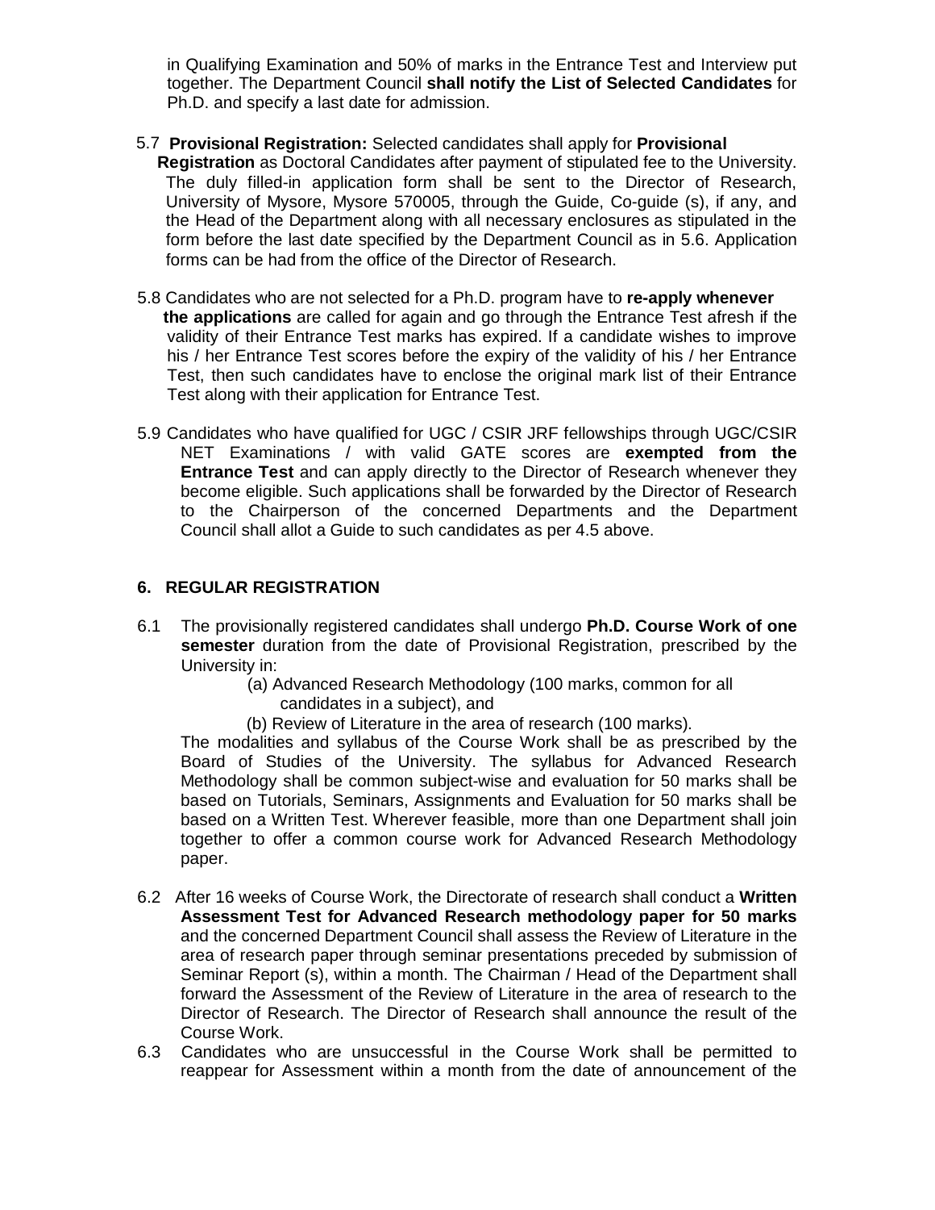in Qualifying Examination and 50% of marks in the Entrance Test and Interview put together. The Department Council **shall notify the List of Selected Candidates** for Ph.D. and specify a last date for admission.

5.7 **Provisional Registration:** Selected candidates shall apply for **Provisional Registration** as Doctoral Candidates after payment of stipulated fee to the University. The duly filled-in application form shall be sent to the Director of Research, University of Mysore, Mysore 570005, through the Guide, Co-guide (s), if any, and the Head of the Department along with all necessary enclosures as stipulated in the form before the last date specified by the Department Council as in 5.6. Application forms can be had from the office of the Director of Research.

5.8 Candidates who are not selected for a Ph.D. program have to **re-apply whenever the applications** are called for again and go through the Entrance Test afresh if the validity of their Entrance Test marks has expired. If a candidate wishes to improve his / her Entrance Test scores before the expiry of the validity of his / her Entrance Test, then such candidates have to enclose the original mark list of their Entrance Test along with their application for Entrance Test.

5.9 Candidates who have qualified for UGC / CSIR JRF fellowships through UGC/CSIR NET Examinations / with valid GATE scores are **exempted from the Entrance Test** and can apply directly to the Director of Research whenever they become eligible. Such applications shall be forwarded by the Director of Research to the Chairperson of the concerned Departments and the Department Council shall allot a Guide to such candidates as per 4.5 above.

## 6. REGULAR REGISTRATION

6.1 The provisionally registered candidates shall undergo **Ph.D. Course Work of one semester** duration from the date of Provisional Registration, prescribed by the University in:

(a) Advanced Research Methodology (100 marks, common for all candidates in a subject), and

(b) Review of Literature in the area of research (100 marks).

The modalities and syllabus of the Course Work shall be as prescribed by the Board of Studies of the University. The syllabus for Advanced Research Methodology shall be common subject-wise and evaluation for 50 marks shall be based on Tutorials, Seminars, Assignments and Evaluation for 50 marks shall be based on a Written Test. Wherever feasible, more than one Department shall join together to offer a common course work for Advanced Research Methodology paper.

6.2 After 16 weeks of Course Work, the Directorate of research shall conduct a **Written Assessment Test for Advanced Research methodology paper for 50 marks** and the concerned Department Council shall assess the Review of Literature in the area of research paper through seminar presentations preceded by submission of Seminar Report (s), within a month. The Chairman / Head of the Department shall forward the Assessment of the Review of Literature in the area of research to the Director of Research. The Director of Research shall announce the result of the Course Work.

6.3 Candidates who are unsuccessful in the Course Work shall be permitted to reappear for Assessment within a month from the date of announcement of the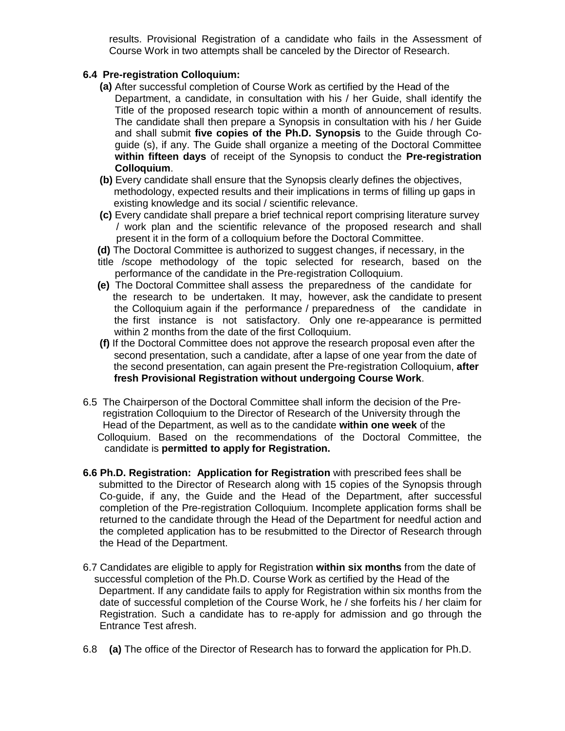results. Provisional Registration of a candidate who fails in the Assessment of Course Work in two attempts shall be canceled by the Director of Research.

**6.4 Pre-registration Colloquium:**

**(a)** After successful completion of Course Work as certified by the Head of the Department, a candidate, in consultation with his / her Guide, shall identify the Title of the proposed research topic within a month of announcement of results. The candidate shall then prepare a Synopsis in consultation with his / her Guide and shall submit **five copies of the Ph.D. Synopsis** to the Guide through Co-guide (s), if any. The Guide shall organize a meeting of the Doctoral Committee **within fifteen days** of receipt of the Synopsis to conduct the **Pre-registration Colloquium**.

**(b)** Every candidate shall ensure that the Synopsis clearly defines the objectives, methodology, expected results and their implications in terms of filling up gaps in existing knowledge and its social / scientific relevance.

**(c)** Every candidate shall prepare a brief technical report comprising literature survey / work plan and the scientific relevance of the proposed research and shall present it in the form of a colloquium before the Doctoral Committee.

**(d)** The Doctoral Committee is authorized to suggest changes, if necessary, in the title /scope methodology of the topic selected for research, based on the performance of the candidate in the Pre-registration Colloquium.

**(e)** The Doctoral Committee shall assess the preparedness of the candidate for the research to be undertaken. It may, however, ask the candidate to present the Colloquium again if the performance / preparedness of the candidate in the first instance is not satisfactory. Only one re-appearance is permitted within 2 months from the date of the first Colloquium.

**(f)** If the Doctoral Committee does not approve the research proposal even after the second presentation, such a candidate, after a lapse of one year from the date of the second presentation, can again present the Pre-registration Colloquium, **after fresh Provisional Registration without undergoing Course Work**.

6.5 The Chairperson of the Doctoral Committee shall inform the decision of the Pre-registration Colloquium to the Director of Research of the University through the Head of the Department, as well as to the candidate **within one week** of the Colloquium. Based on the recommendations of the Doctoral Committee, the candidate is **permitted to apply for Registration.**

**6.6 Ph.D. Registration: Application for Registration** with prescribed fees shall be submitted to the Director of Research along with 15 copies of the Synopsis through Co-guide, if any, the Guide and the Head of the Department, after successful completion of the Pre-registration Colloquium. Incomplete application forms shall be returned to the candidate through the Head of the Department for needful action and the completed application has to be resubmitted to the Director of Research through the Head of the Department.

6.7 Candidates are eligible to apply for Registration **within six months** from the date of successful completion of the Ph.D. Course Work as certified by the Head of the Department. If any candidate fails to apply for Registration within six months from the date of successful completion of the Course Work, he / she forfeits his / her claim for Registration. Such a candidate has to re-apply for admission and go through the Entrance Test afresh.

6.8 **(a)** The office of the Director of Research has to forward the application for Ph.D.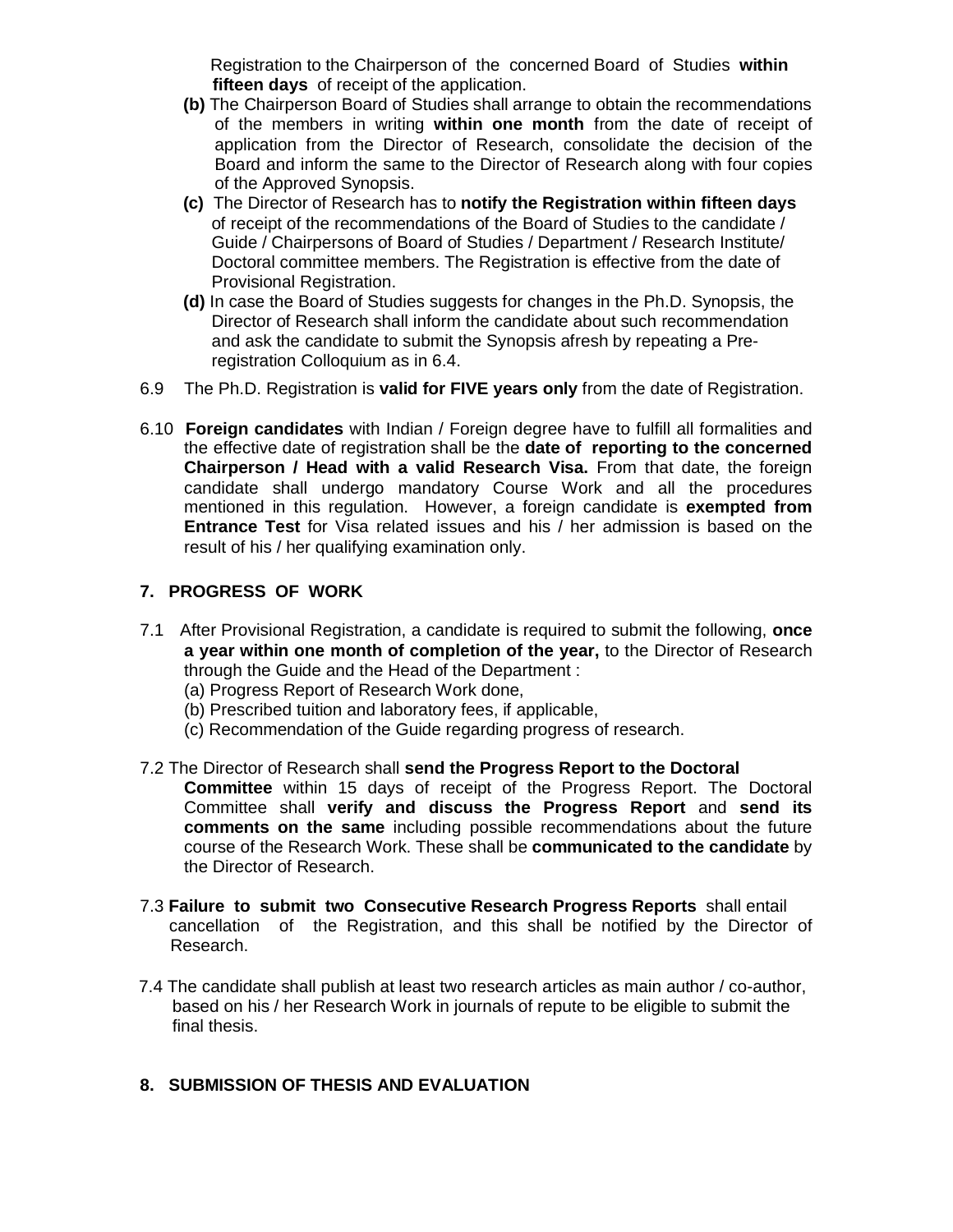Registration to the Chairperson of the concerned Board of Studies **within fifteen days** of receipt of the application.

**(b)** The Chairperson Board of Studies shall arrange to obtain the recommendations of the members in writing **within one month** from the date of receipt of application from the Director of Research, consolidate the decision of the Board and inform the same to the Director of Research along with four copies of the Approved Synopsis.

**(c)** The Director of Research has to **notify the Registration within fifteen days** of receipt of the recommendations of the Board of Studies to the candidate / Guide / Chairpersons of Board of Studies / Department / Research Institute/ Doctoral committee members. The Registration is effective from the date of Provisional Registration.

**(d)** In case the Board of Studies suggests for changes in the Ph.D. Synopsis, the Director of Research shall inform the candidate about such recommendation and ask the candidate to submit the Synopsis afresh by repeating a Pre-registration Colloquium as in 6.4.

6.9 The Ph.D. Registration is **valid for FIVE years only** from the date of Registration.

6.10 **Foreign candidates** with Indian / Foreign degree have to fulfill all formalities and the effective date of registration shall be the **date of reporting to the concerned Chairperson / Head with a valid Research Visa.** From that date, the foreign candidate shall undergo mandatory Course Work and all the procedures mentioned in this regulation. However, a foreign candidate is **exempted from Entrance Test** for Visa related issues and his / her admission is based on the result of his / her qualifying examination only.

## 7. PROGRESS OF WORK

7.1 After Provisional Registration, a candidate is required to submit the following, **once a year within one month of completion of the year,** to the Director of Research through the Guide and the Head of the Department :

(a) Progress Report of Research Work done,

(b) Prescribed tuition and laboratory fees, if applicable,

(c) Recommendation of the Guide regarding progress of research.

7.2 The Director of Research shall **send the Progress Report to the Doctoral Committee** within 15 days of receipt of the Progress Report. The Doctoral Committee shall **verify and discuss the Progress Report** and **send its comments on the same** including possible recommendations about the future course of the Research Work. These shall be **communicated to the candidate** by the Director of Research.

7.3 **Failure to submit two Consecutive Research Progress Reports** shall entail cancellation of the Registration, and this shall be notified by the Director of Research.

7.4 The candidate shall publish at least two research articles as main author / co-author, based on his / her Research Work in journals of repute to be eligible to submit the final thesis.

## 8. SUBMISSION OF THESIS AND EVALUATION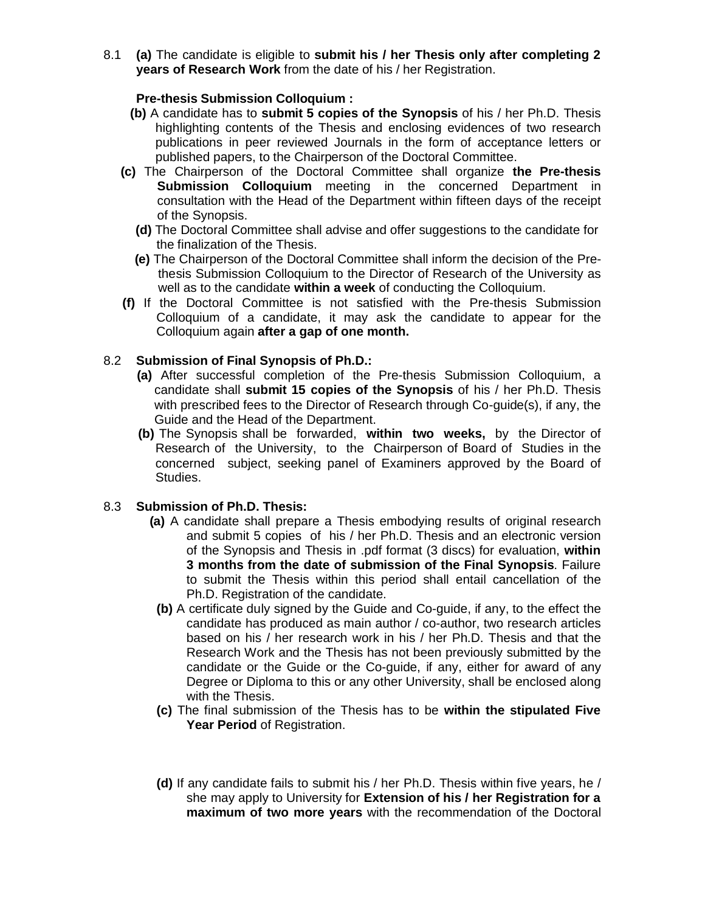8.1 **(a)** The candidate is eligible to **submit his / her Thesis only after completing 2 years of Research Work** from the date of his / her Registration.

**Pre-thesis Submission Colloquium :**

**(b)** A candidate has to **submit 5 copies of the Synopsis** of his / her Ph.D. Thesis highlighting contents of the Thesis and enclosing evidences of two research publications in peer reviewed Journals in the form of acceptance letters or published papers, to the Chairperson of the Doctoral Committee.

**(c)** The Chairperson of the Doctoral Committee shall organize **the Pre-thesis Submission Colloquium** meeting in the concerned Department in consultation with the Head of the Department within fifteen days of the receipt of the Synopsis.

**(d)** The Doctoral Committee shall advise and offer suggestions to the candidate for the finalization of the Thesis.

**(e)** The Chairperson of the Doctoral Committee shall inform the decision of the Pre-thesis Submission Colloquium to the Director of Research of the University as well as to the candidate **within a week** of conducting the Colloquium.

**(f)** If the Doctoral Committee is not satisfied with the Pre-thesis Submission Colloquium of a candidate, it may ask the candidate to appear for the Colloquium again **after a gap of one month.**

8.2 **Submission of Final Synopsis of Ph.D.:**

**(a)** After successful completion of the Pre-thesis Submission Colloquium, a candidate shall **submit 15 copies of the Synopsis** of his / her Ph.D. Thesis with prescribed fees to the Director of Research through Co-guide(s), if any, the Guide and the Head of the Department.

**(b)** The Synopsis shall be forwarded, **within two weeks,** by the Director of Research of the University, to the Chairperson of Board of Studies in the concerned subject, seeking panel of Examiners approved by the Board of Studies.

8.3 **Submission of Ph.D. Thesis:**

**(a)** A candidate shall prepare a Thesis embodying results of original research and submit 5 copies of his / her Ph.D. Thesis and an electronic version of the Synopsis and Thesis in .pdf format (3 discs) for evaluation, **within 3 months from the date of submission of the Final Synopsis**. Failure to submit the Thesis within this period shall entail cancellation of the Ph.D. Registration of the candidate.

**(b)** A certificate duly signed by the Guide and Co-guide, if any, to the effect the candidate has produced as main author / co-author, two research articles based on his / her research work in his / her Ph.D. Thesis and that the Research Work and the Thesis has not been previously submitted by the candidate or the Guide or the Co-guide, if any, either for award of any Degree or Diploma to this or any other University, shall be enclosed along with the Thesis.

**(c)** The final submission of the Thesis has to be **within the stipulated Five Year Period** of Registration.

**(d)** If any candidate fails to submit his / her Ph.D. Thesis within five years, he / she may apply to University for **Extension of his / her Registration for a maximum of two more years** with the recommendation of the Doctoral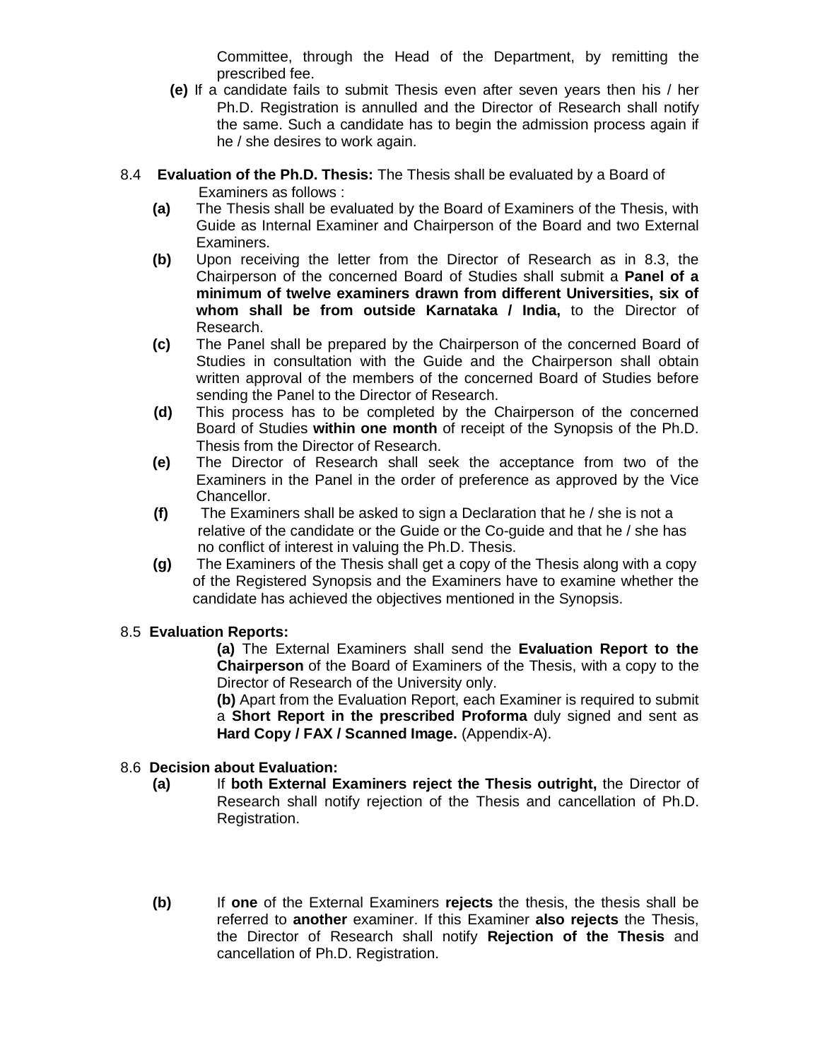Committee, through the Head of the Department, by remitting the prescribed fee.

**(e)** If a candidate fails to submit Thesis even after seven years then his / her Ph.D. Registration is annulled and the Director of Research shall notify the same. Such a candidate has to begin the admission process again if he / she desires to work again.

8.4 **Evaluation of the Ph.D. Thesis:** The Thesis shall be evaluated by a Board of Examiners as follows :

- **(a)** The Thesis shall be evaluated by the Board of Examiners of the Thesis, with Guide as Internal Examiner and Chairperson of the Board and two External Examiners.
- **(b)** Upon receiving the letter from the Director of Research as in 8.3, the Chairperson of the concerned Board of Studies shall submit a **Panel of a minimum of twelve examiners drawn from different Universities, six of whom shall be from outside Karnataka / India,** to the Director of Research.
- **(c)** The Panel shall be prepared by the Chairperson of the concerned Board of Studies in consultation with the Guide and the Chairperson shall obtain written approval of the members of the concerned Board of Studies before sending the Panel to the Director of Research.
- **(d)** This process has to be completed by the Chairperson of the concerned Board of Studies **within one month** of receipt of the Synopsis of the Ph.D. Thesis from the Director of Research.
- **(e)** The Director of Research shall seek the acceptance from two of the Examiners in the Panel in the order of preference as approved by the Vice Chancellor.
- **(f)** The Examiners shall be asked to sign a Declaration that he / she is not a relative of the candidate or the Guide or the Co-guide and that he / she has no conflict of interest in valuing the Ph.D. Thesis.
- **(g)** The Examiners of the Thesis shall get a copy of the Thesis along with a copy of the Registered Synopsis and the Examiners have to examine whether the candidate has achieved the objectives mentioned in the Synopsis.

8.5 **Evaluation Reports:**

**(a)** The External Examiners shall send the **Evaluation Report to the Chairperson** of the Board of Examiners of the Thesis, with a copy to the Director of Research of the University only.

**(b)** Apart from the Evaluation Report, each Examiner is required to submit a **Short Report in the prescribed Proforma** duly signed and sent as **Hard Copy / FAX / Scanned Image.** (Appendix-A).

8.6 **Decision about Evaluation:**

- **(a)** If **both External Examiners reject the Thesis outright,** the Director of Research shall notify rejection of the Thesis and cancellation of Ph.D. Registration.
- **(b)** If **one** of the External Examiners **rejects** the thesis, the thesis shall be referred to **another** examiner. If this Examiner **also rejects** the Thesis, the Director of Research shall notify **Rejection of the Thesis** and cancellation of Ph.D. Registration.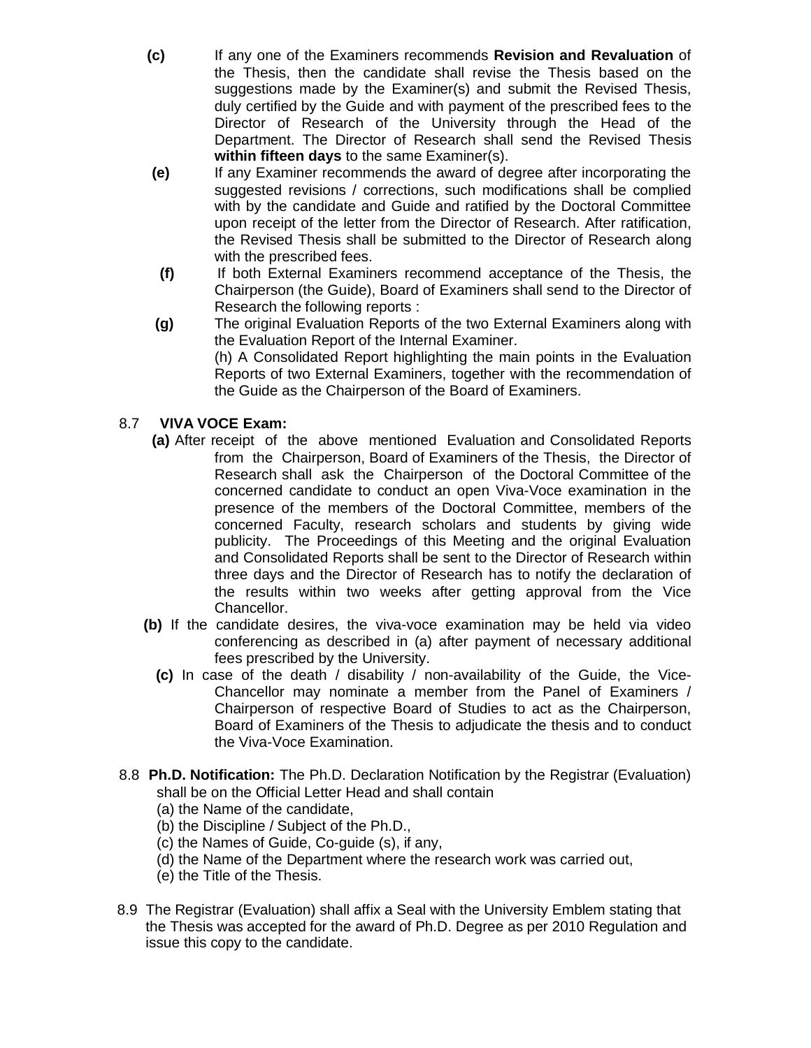**(c)** If any one of the Examiners recommends **Revision and Revaluation** of the Thesis, then the candidate shall revise the Thesis based on the suggestions made by the Examiner(s) and submit the Revised Thesis, duly certified by the Guide and with payment of the prescribed fees to the Director of Research of the University through the Head of the Department. The Director of Research shall send the Revised Thesis **within fifteen days** to the same Examiner(s).

**(e)** If any Examiner recommends the award of degree after incorporating the suggested revisions / corrections, such modifications shall be complied with by the candidate and Guide and ratified by the Doctoral Committee upon receipt of the letter from the Director of Research. After ratification, the Revised Thesis shall be submitted to the Director of Research along with the prescribed fees.

**(f)** If both External Examiners recommend acceptance of the Thesis, the Chairperson (the Guide), Board of Examiners shall send to the Director of Research the following reports :

**(g)** The original Evaluation Reports of the two External Examiners along with the Evaluation Report of the Internal Examiner.

(h) A Consolidated Report highlighting the main points in the Evaluation Reports of two External Examiners, together with the recommendation of the Guide as the Chairperson of the Board of Examiners.

8.7 **VIVA VOCE Exam:**

**(a)** After receipt of the above mentioned Evaluation and Consolidated Reports from the Chairperson, Board of Examiners of the Thesis, the Director of Research shall ask the Chairperson of the Doctoral Committee of the concerned candidate to conduct an open Viva-Voce examination in the presence of the members of the Doctoral Committee, members of the concerned Faculty, research scholars and students by giving wide publicity. The Proceedings of this Meeting and the original Evaluation and Consolidated Reports shall be sent to the Director of Research within three days and the Director of Research has to notify the declaration of the results within two weeks after getting approval from the Vice Chancellor.

**(b)** If the candidate desires, the viva-voce examination may be held via video conferencing as described in (a) after payment of necessary additional fees prescribed by the University.

**(c)** In case of the death / disability / non-availability of the Guide, the Vice-Chancellor may nominate a member from the Panel of Examiners / Chairperson of respective Board of Studies to act as the Chairperson, Board of Examiners of the Thesis to adjudicate the thesis and to conduct the Viva-Voce Examination.

8.8 **Ph.D. Notification:** The Ph.D. Declaration Notification by the Registrar (Evaluation) shall be on the Official Letter Head and shall contain

(a) the Name of the candidate,
(b) the Discipline / Subject of the Ph.D.,
(c) the Names of Guide, Co-guide (s), if any,
(d) the Name of the Department where the research work was carried out,
(e) the Title of the Thesis.

8.9 The Registrar (Evaluation) shall affix a Seal with the University Emblem stating that the Thesis was accepted for the award of Ph.D. Degree as per 2010 Regulation and issue this copy to the candidate.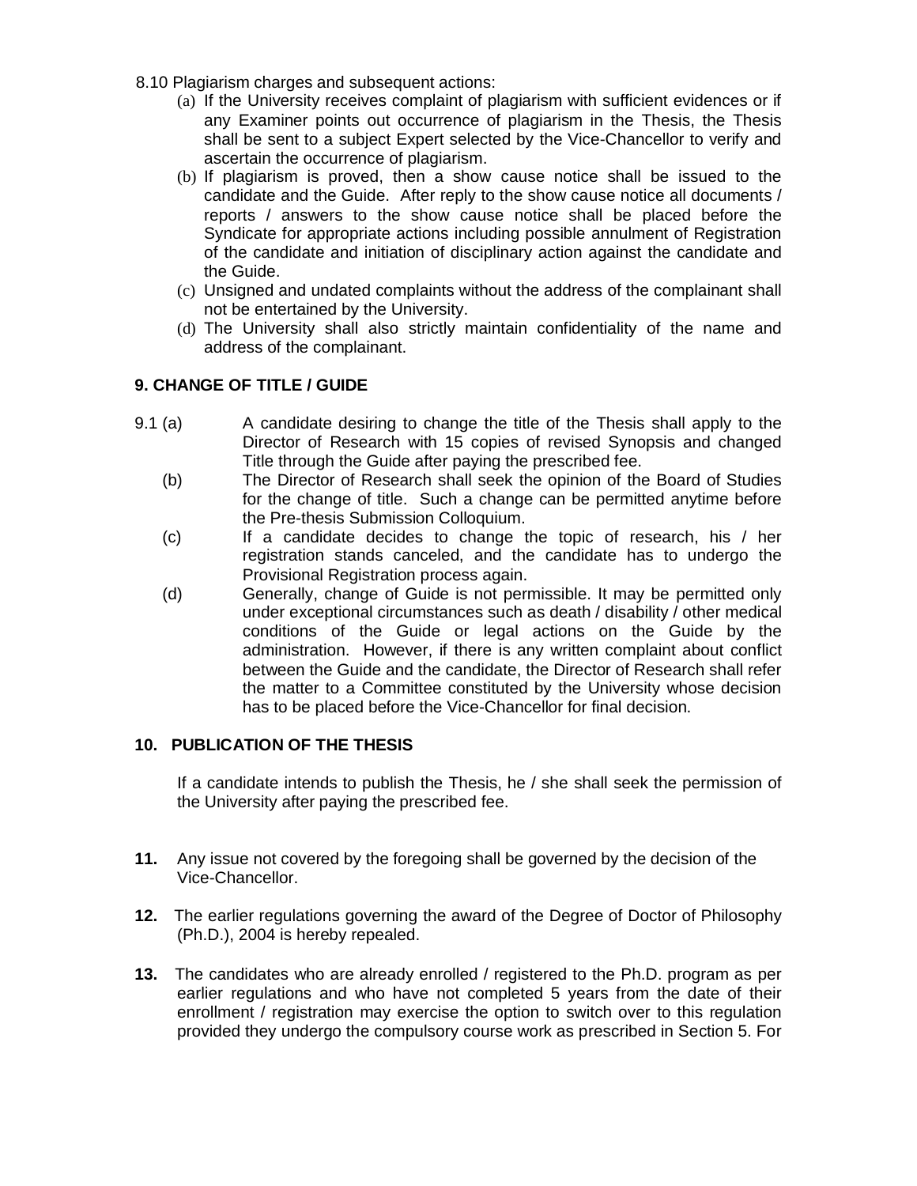8.10 Plagiarism charges and subsequent actions:

(a) If the University receives complaint of plagiarism with sufficient evidences or if any Examiner points out occurrence of plagiarism in the Thesis, the Thesis shall be sent to a subject Expert selected by the Vice-Chancellor to verify and ascertain the occurrence of plagiarism.

(b) If plagiarism is proved, then a show cause notice shall be issued to the candidate and the Guide. After reply to the show cause notice all documents / reports / answers to the show cause notice shall be placed before the Syndicate for appropriate actions including possible annulment of Registration of the candidate and initiation of disciplinary action against the candidate and the Guide.

(c) Unsigned and undated complaints without the address of the complainant shall not be entertained by the University.

(d) The University shall also strictly maintain confidentiality of the name and address of the complainant.

## 9. CHANGE OF TITLE / GUIDE

9.1 (a) A candidate desiring to change the title of the Thesis shall apply to the Director of Research with 15 copies of revised Synopsis and changed Title through the Guide after paying the prescribed fee.

(b) The Director of Research shall seek the opinion of the Board of Studies for the change of title. Such a change can be permitted anytime before the Pre-thesis Submission Colloquium.

(c) If a candidate decides to change the topic of research, his / her registration stands canceled, and the candidate has to undergo the Provisional Registration process again.

(d) Generally, change of Guide is not permissible. It may be permitted only under exceptional circumstances such as death / disability / other medical conditions of the Guide or legal actions on the Guide by the administration. However, if there is any written complaint about conflict between the Guide and the candidate, the Director of Research shall refer the matter to a Committee constituted by the University whose decision has to be placed before the Vice-Chancellor for final decision.

## 10. PUBLICATION OF THE THESIS

If a candidate intends to publish the Thesis, he / she shall seek the permission of the University after paying the prescribed fee.

**11.** Any issue not covered by the foregoing shall be governed by the decision of the Vice-Chancellor.

**12.** The earlier regulations governing the award of the Degree of Doctor of Philosophy (Ph.D.), 2004 is hereby repealed.

**13.** The candidates who are already enrolled / registered to the Ph.D. program as per earlier regulations and who have not completed 5 years from the date of their enrollment / registration may exercise the option to switch over to this regulation provided they undergo the compulsory course work as prescribed in Section 5. For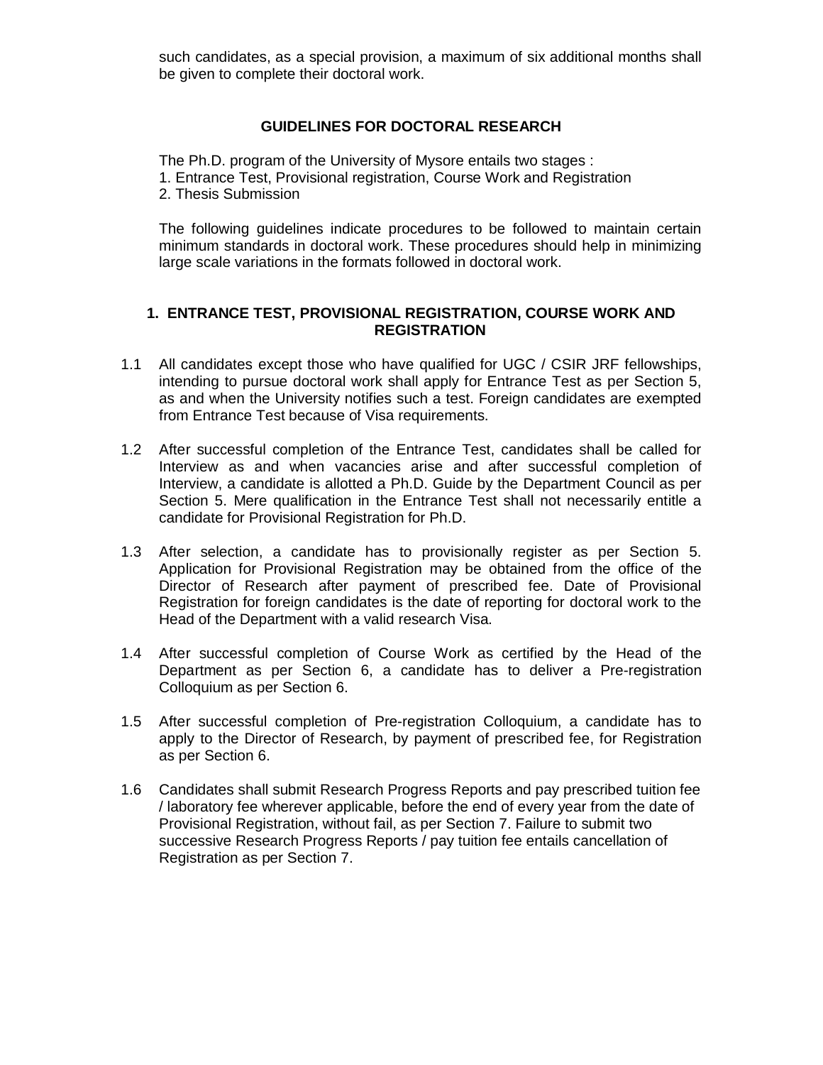such candidates, as a special provision, a maximum of six additional months shall be given to complete their doctoral work.

## GUIDELINES FOR DOCTORAL RESEARCH

The Ph.D. program of the University of Mysore entails two stages :
1. Entrance Test, Provisional registration, Course Work and Registration
2. Thesis Submission

The following guidelines indicate procedures to be followed to maintain certain minimum standards in doctoral work. These procedures should help in minimizing large scale variations in the formats followed in doctoral work.

### 1. ENTRANCE TEST, PROVISIONAL REGISTRATION, COURSE WORK AND REGISTRATION

1.1 All candidates except those who have qualified for UGC / CSIR JRF fellowships, intending to pursue doctoral work shall apply for Entrance Test as per Section 5, as and when the University notifies such a test. Foreign candidates are exempted from Entrance Test because of Visa requirements.

1.2 After successful completion of the Entrance Test, candidates shall be called for Interview as and when vacancies arise and after successful completion of Interview, a candidate is allotted a Ph.D. Guide by the Department Council as per Section 5. Mere qualification in the Entrance Test shall not necessarily entitle a candidate for Provisional Registration for Ph.D.

1.3 After selection, a candidate has to provisionally register as per Section 5. Application for Provisional Registration may be obtained from the office of the Director of Research after payment of prescribed fee. Date of Provisional Registration for foreign candidates is the date of reporting for doctoral work to the Head of the Department with a valid research Visa.

1.4 After successful completion of Course Work as certified by the Head of the Department as per Section 6, a candidate has to deliver a Pre-registration Colloquium as per Section 6.

1.5 After successful completion of Pre-registration Colloquium, a candidate has to apply to the Director of Research, by payment of prescribed fee, for Registration as per Section 6.

1.6 Candidates shall submit Research Progress Reports and pay prescribed tuition fee / laboratory fee wherever applicable, before the end of every year from the date of Provisional Registration, without fail, as per Section 7. Failure to submit two successive Research Progress Reports / pay tuition fee entails cancellation of Registration as per Section 7.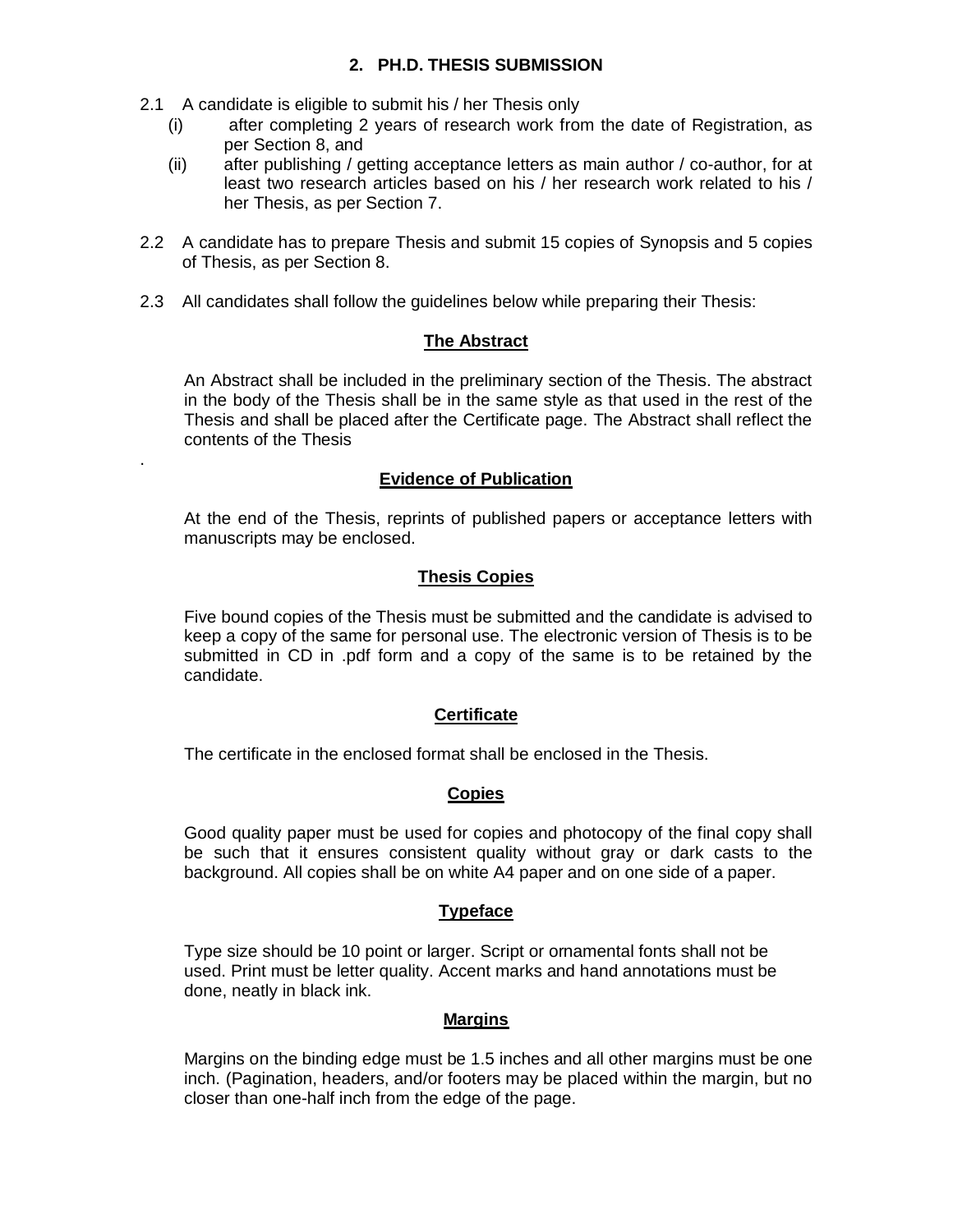## 2. PH.D. THESIS SUBMISSION

2.1 A candidate is eligible to submit his / her Thesis only

(i) after completing 2 years of research work from the date of Registration, as per Section 8, and

(ii) after publishing / getting acceptance letters as main author / co-author, for at least two research articles based on his / her research work related to his / her Thesis, as per Section 7.

2.2 A candidate has to prepare Thesis and submit 15 copies of Synopsis and 5 copies of Thesis, as per Section 8.

2.3 All candidates shall follow the guidelines below while preparing their Thesis:

### The Abstract

An Abstract shall be included in the preliminary section of the Thesis. The abstract in the body of the Thesis shall be in the same style as that used in the rest of the Thesis and shall be placed after the Certificate page. The Abstract shall reflect the contents of the Thesis

.

### Evidence of Publication

At the end of the Thesis, reprints of published papers or acceptance letters with manuscripts may be enclosed.

### Thesis Copies

Five bound copies of the Thesis must be submitted and the candidate is advised to keep a copy of the same for personal use. The electronic version of Thesis is to be submitted in CD in .pdf form and a copy of the same is to be retained by the candidate.

### Certificate

The certificate in the enclosed format shall be enclosed in the Thesis.

### Copies

Good quality paper must be used for copies and photocopy of the final copy shall be such that it ensures consistent quality without gray or dark casts to the background. All copies shall be on white A4 paper and on one side of a paper.

### Typeface

Type size should be 10 point or larger. Script or ornamental fonts shall not be used. Print must be letter quality. Accent marks and hand annotations must be done, neatly in black ink.

### Margins

Margins on the binding edge must be 1.5 inches and all other margins must be one inch. (Pagination, headers, and/or footers may be placed within the margin, but no closer than one-half inch from the edge of the page.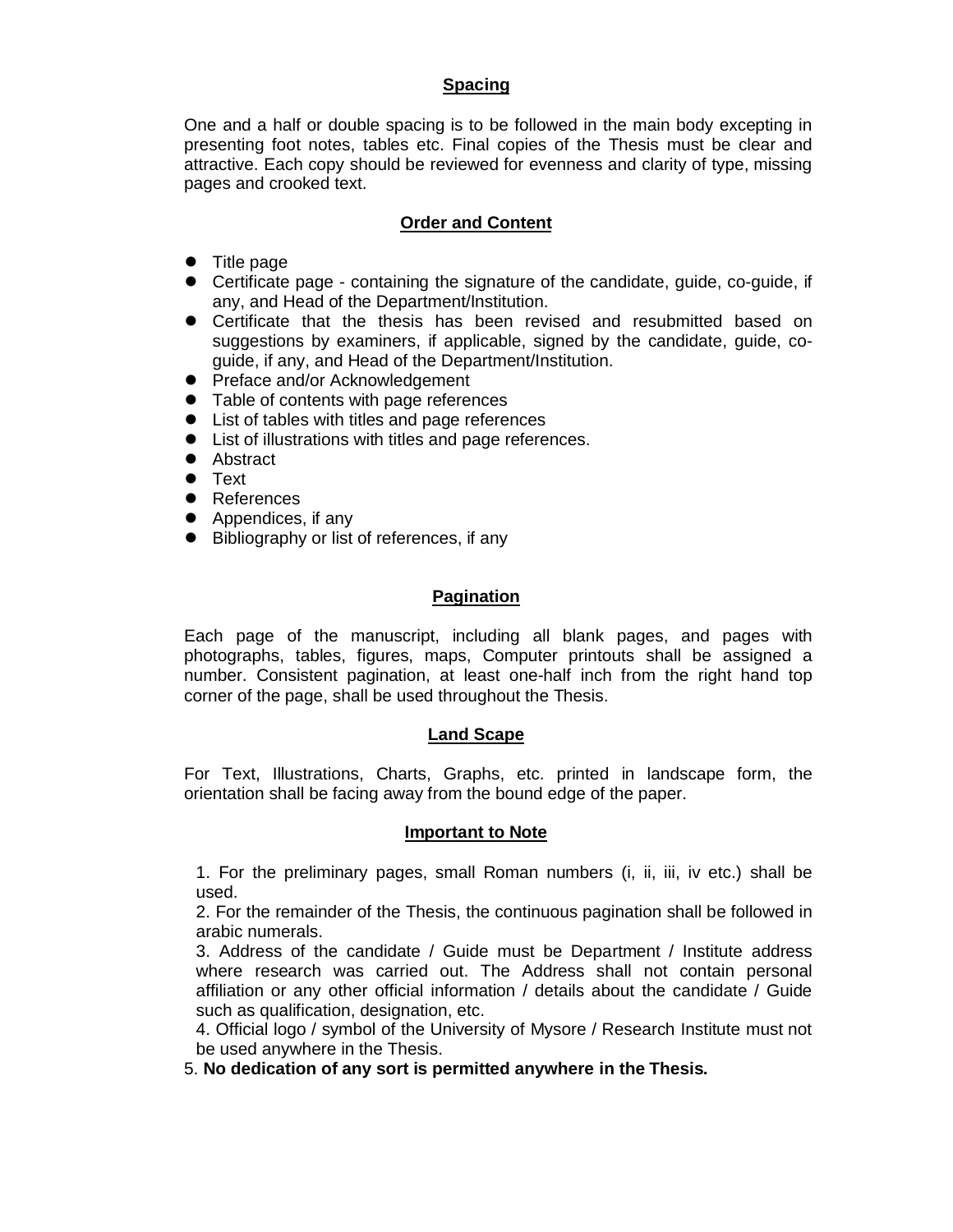## Spacing

One and a half or double spacing is to be followed in the main body excepting in presenting foot notes, tables etc. Final copies of the Thesis must be clear and attractive. Each copy should be reviewed for evenness and clarity of type, missing pages and crooked text.

## Order and Content

- Title page
- Certificate page - containing the signature of the candidate, guide, co-guide, if any, and Head of the Department/Institution.
- Certificate that the thesis has been revised and resubmitted based on suggestions by examiners, if applicable, signed by the candidate, guide, co-guide, if any, and Head of the Department/Institution.
- Preface and/or Acknowledgement
- Table of contents with page references
- List of tables with titles and page references
- List of illustrations with titles and page references.
- Abstract
- Text
- References
- Appendices, if any
- Bibliography or list of references, if any

## Pagination

Each page of the manuscript, including all blank pages, and pages with photographs, tables, figures, maps, Computer printouts shall be assigned a number. Consistent pagination, at least one-half inch from the right hand top corner of the page, shall be used throughout the Thesis.

## Land Scape

For Text, Illustrations, Charts, Graphs, etc. printed in landscape form, the orientation shall be facing away from the bound edge of the paper.

## Important to Note

1. For the preliminary pages, small Roman numbers (i, ii, iii, iv etc.) shall be used.
2. For the remainder of the Thesis, the continuous pagination shall be followed in arabic numerals.
3. Address of the candidate / Guide must be Department / Institute address where research was carried out. The Address shall not contain personal affiliation or any other official information / details about the candidate / Guide such as qualification, designation, etc.
4. Official logo / symbol of the University of Mysore / Research Institute must not be used anywhere in the Thesis.
5. **No dedication of any sort is permitted anywhere in the Thesis.**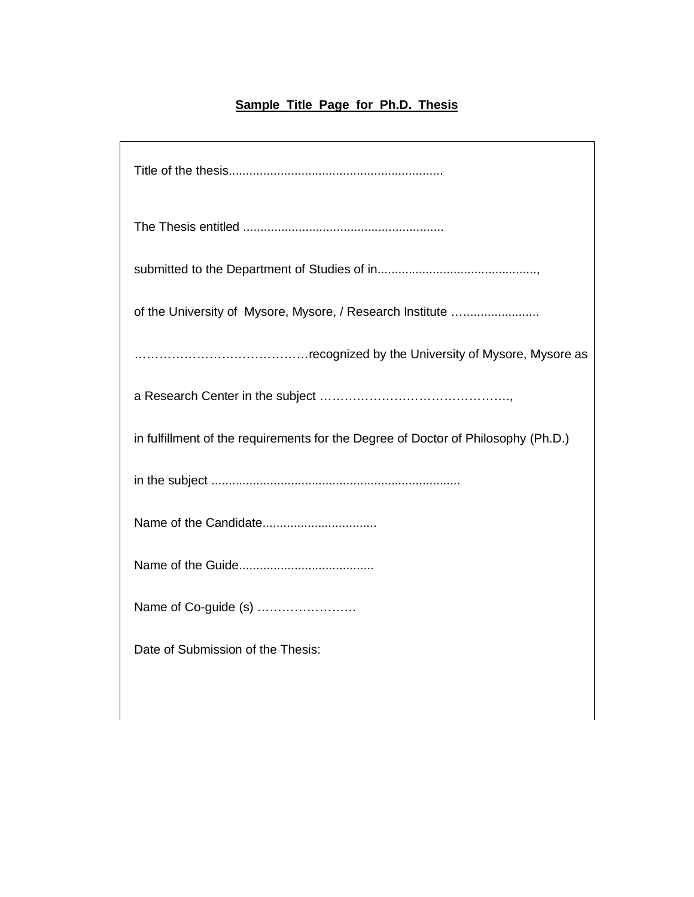**Sample Title Page for Ph.D. Thesis**

Title of the thesis..............................................................

The Thesis entitled ..........................................................

submitted to the Department of Studies of in..............................................,

of the University of Mysore, Mysore, / Research Institute ….......................

……………………………………recognized by the University of Mysore, Mysore as

a Research Center in the subject ………………………………………..,

in fulfillment of the requirements for the Degree of Doctor of Philosophy (Ph.D.)

in the subject ........................................................................

Name of the Candidate.................................

Name of the Guide.......................................

Name of Co-guide (s) ……………………

Date of Submission of the Thesis: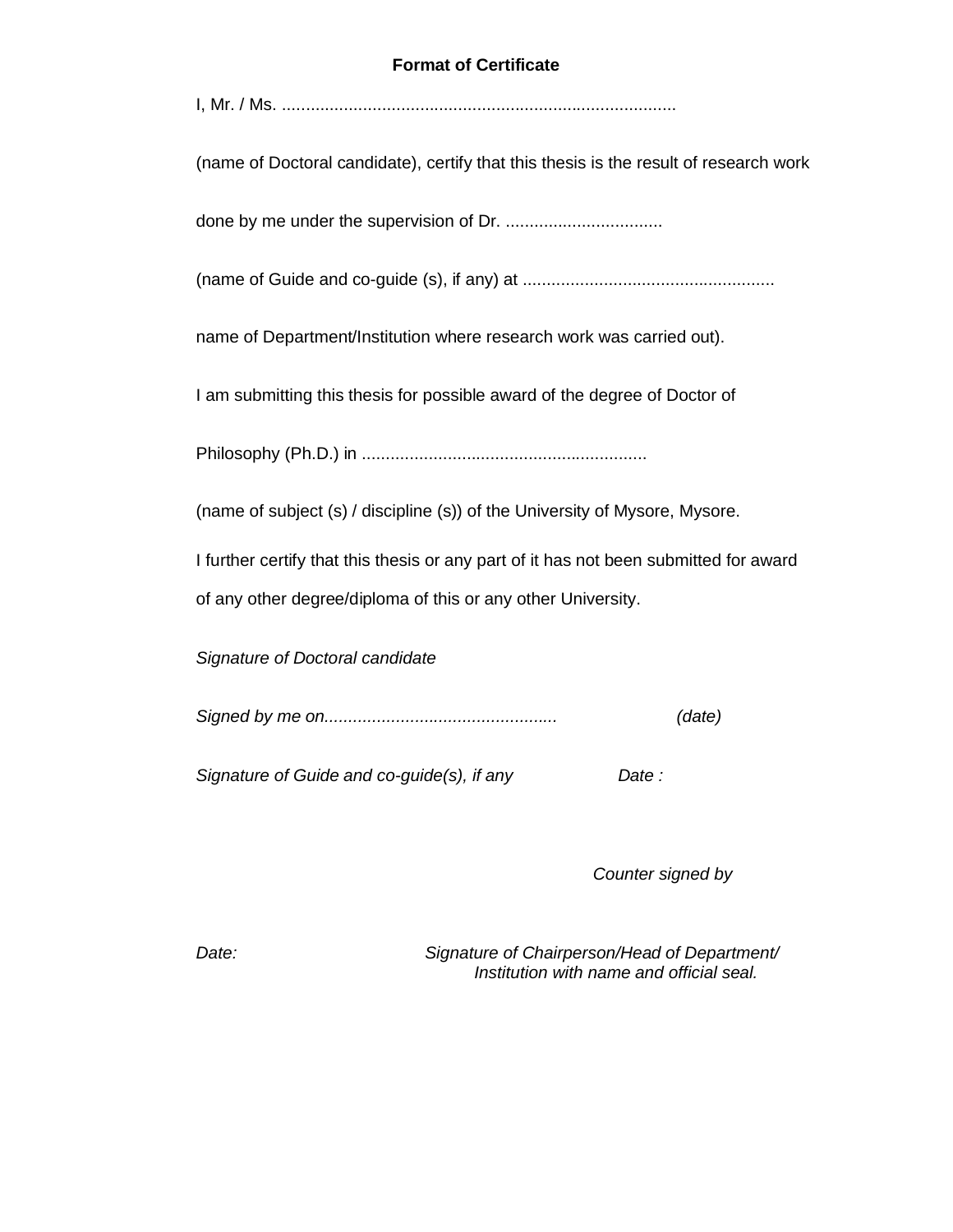**Format of Certificate**

I, Mr. / Ms. ....................................................................................

(name of Doctoral candidate), certify that this thesis is the result of research work

done by me under the supervision of Dr. .................................

(name of Guide and co-guide (s), if any) at ....................................................

name of Department/Institution where research work was carried out).

I am submitting this thesis for possible award of the degree of Doctor of

Philosophy (Ph.D.) in ...........................................................

(name of subject (s) / discipline (s)) of the University of Mysore, Mysore.

I further certify that this thesis or any part of it has not been submitted for award of any other degree/diploma of this or any other University.

*Signature of Doctoral candidate*

*Signed by me on................................................ (date)*

*Signature of Guide and co-guide(s), if any Date :*

*Counter signed by*

*Date:* *Signature of Chairperson/Head of Department/ Institution with name and official seal.*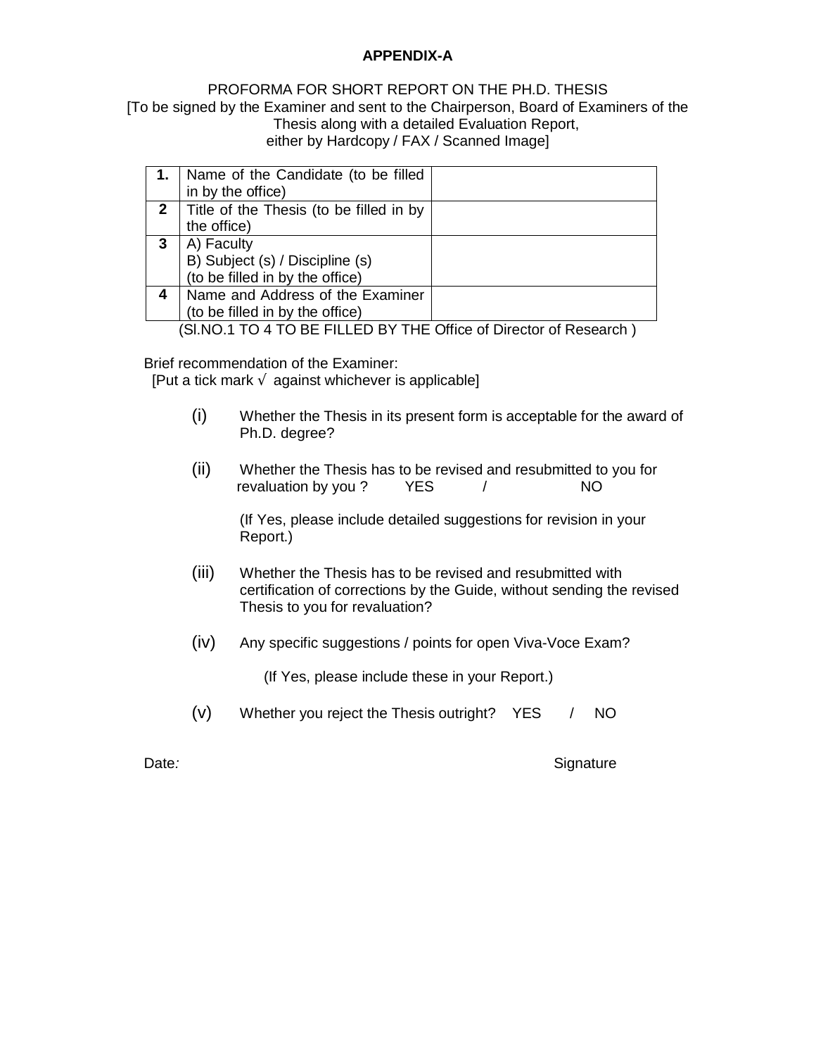**APPENDIX-A**

PROFORMA FOR SHORT REPORT ON THE PH.D. THESIS
[To be signed by the Examiner and sent to the Chairperson, Board of Examiners of the Thesis along with a detailed Evaluation Report, either by Hardcopy / FAX / Scanned Image]

| **1.** | Name of the Candidate (to be filled in by the office) | |
|---|---|---|
| **2** | Title of the Thesis (to be filled in by the office) | |
| **3** | A) Faculty<br>B) Subject (s) / Discipline (s)<br>(to be filled in by the office) | |
| **4** | Name and Address of the Examiner (to be filled in by the office) | |

(Sl.NO.1 TO 4 TO BE FILLED BY THE Office of Director of Research )

Brief recommendation of the Examiner:
[Put a tick mark √ against whichever is applicable]

(i) Whether the Thesis in its present form is acceptable for the award of Ph.D. degree?

(ii) Whether the Thesis has to be revised and resubmitted to you for revaluation by you ? YES / NO

(If Yes, please include detailed suggestions for revision in your Report.)

(iii) Whether the Thesis has to be revised and resubmitted with certification of corrections by the Guide, without sending the revised Thesis to you for revaluation?

(iv) Any specific suggestions / points for open Viva-Voce Exam?

(If Yes, please include these in your Report.)

(v) Whether you reject the Thesis outright? YES / NO

Date: Signature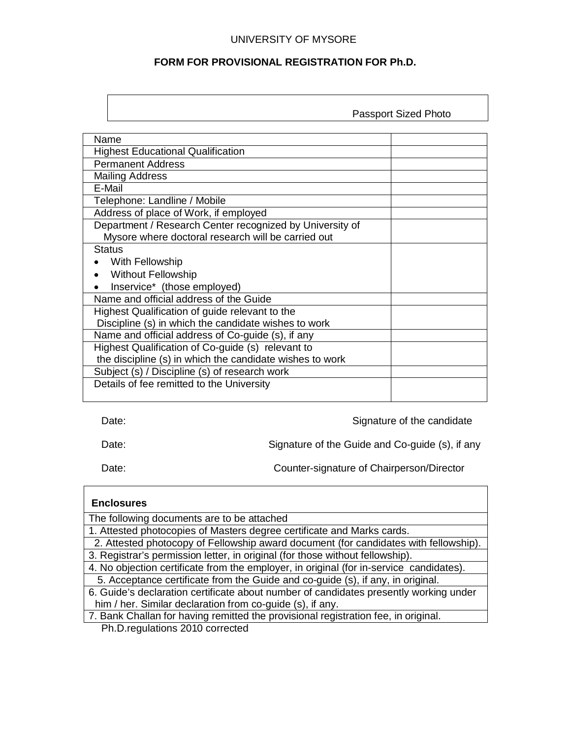UNIVERSITY OF MYSORE

**FORM FOR PROVISIONAL REGISTRATION FOR Ph.D.**

Passport Sized Photo

| | |
|---|---|
| Name | |
| Highest Educational Qualification | |
| Permanent Address | |
| Mailing Address | |
| E-Mail | |
| Telephone: Landline / Mobile | |
| Address of place of Work, if employed | |
| Department / Research Center recognized by University of Mysore where doctoral research will be carried out | |
| Status<br>• With Fellowship<br>• Without Fellowship<br>• Inservice* (those employed) | |
| Name and official address of the Guide | |
| Highest Qualification of guide relevant to the Discipline (s) in which the candidate wishes to work | |
| Name and official address of Co-guide (s), if any | |
| Highest Qualification of Co-guide (s) relevant to the discipline (s) in which the candidate wishes to work | |
| Subject (s) / Discipline (s) of research work | |
| Details of fee remitted to the University | |

Date: Signature of the candidate

Date: Signature of the Guide and Co-guide (s), if any

Date: Counter-signature of Chairperson/Director

| **Enclosures** |
|---|
| The following documents are to be attached |
| 1. Attested photocopies of Masters degree certificate and Marks cards. |
| 2. Attested photocopy of Fellowship award document (for candidates with fellowship). |
| 3. Registrar's permission letter, in original (for those without fellowship). |
| 4. No objection certificate from the employer, in original (for in-service candidates). |
| 5. Acceptance certificate from the Guide and co-guide (s), if any, in original. |
| 6. Guide's declaration certificate about number of candidates presently working under him / her. Similar declaration from co-guide (s), if any. |
| 7. Bank Challan for having remitted the provisional registration fee, in original. |

Ph.D.regulations 2010 corrected